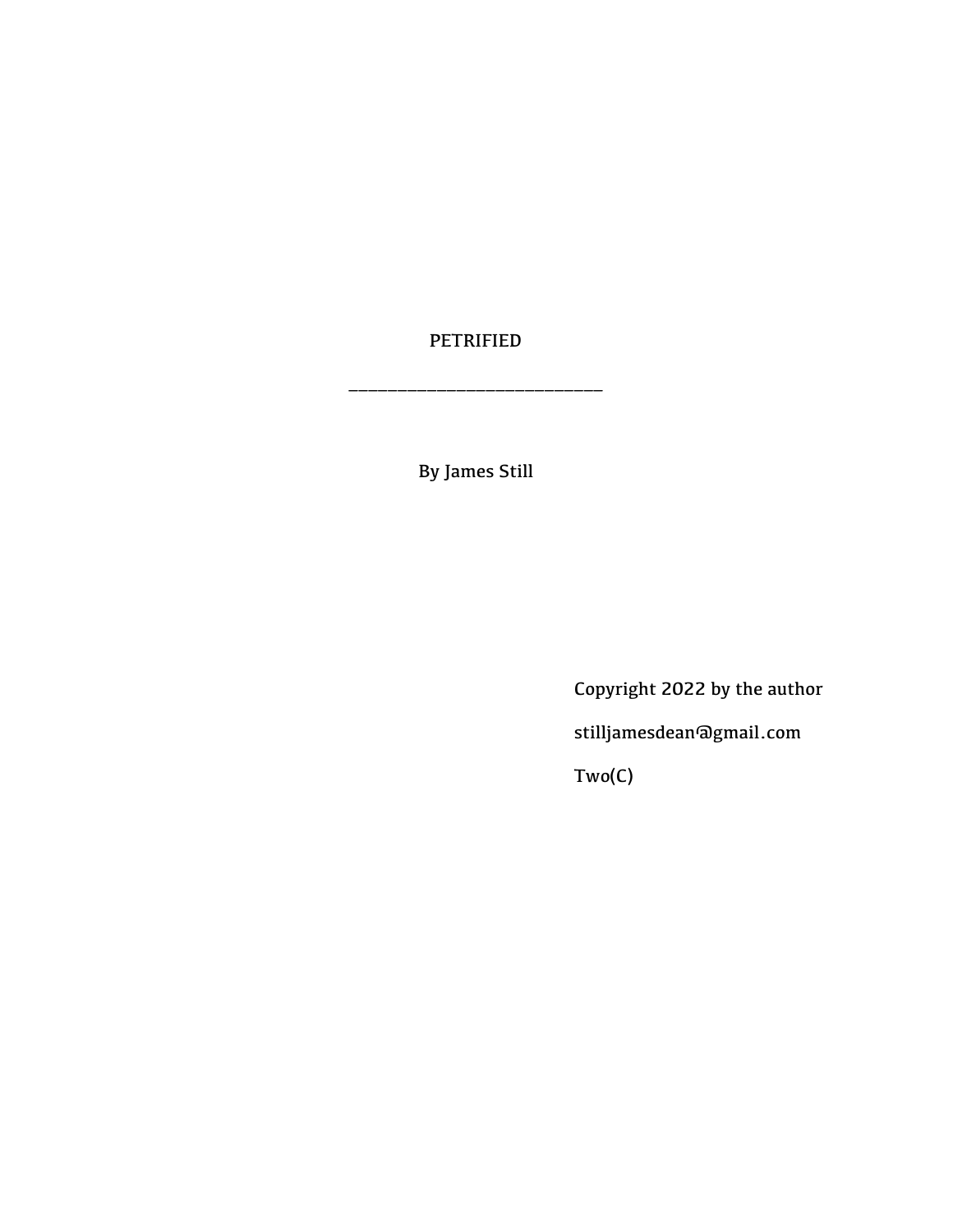# PETRIFIED

______________________________

By James Still

Copyright 2022 by the author

stilljamesdean@gmail.com

Two(C)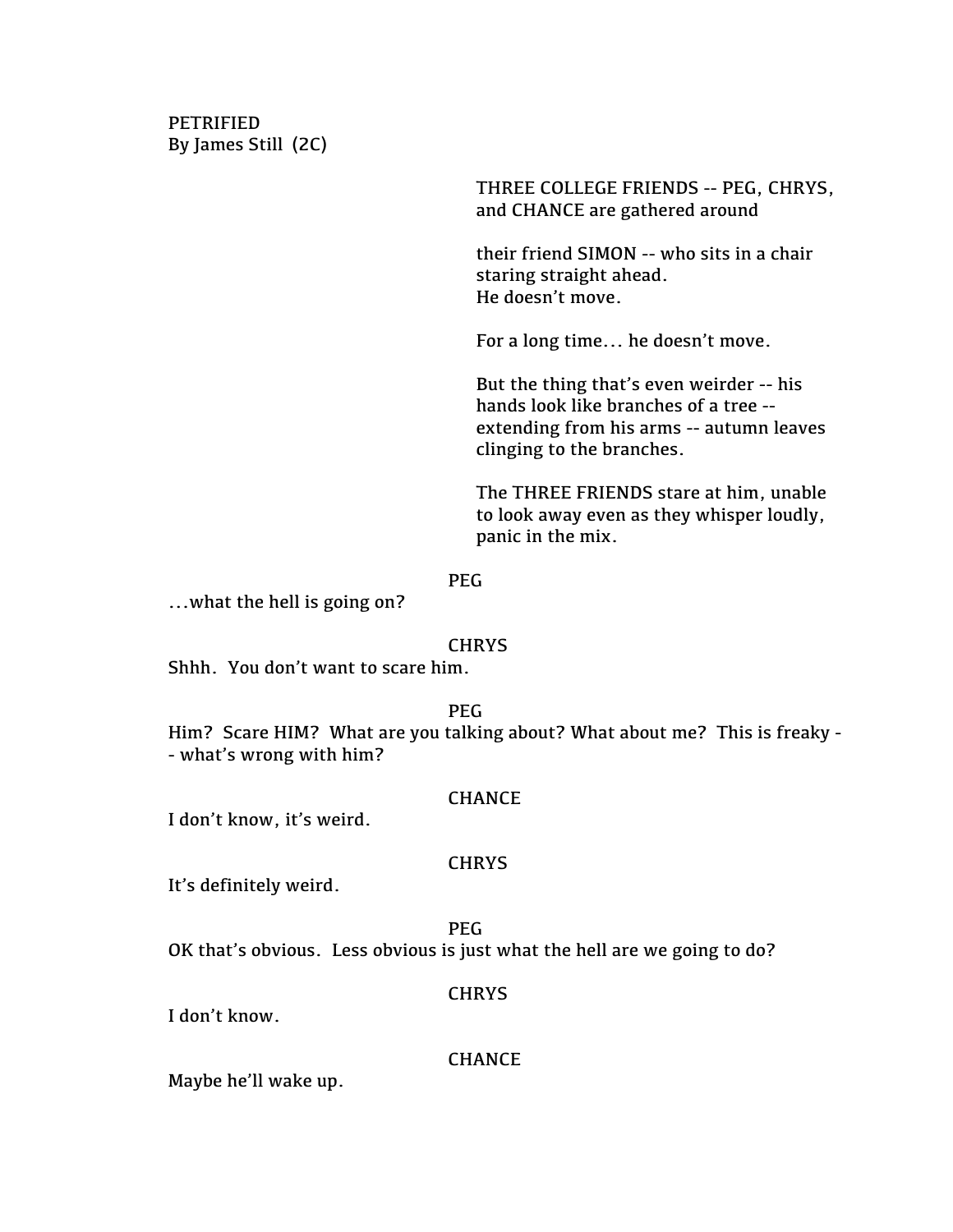PETRIFIED
By James Still (2C)

THREE COLLEGE FRIENDS -- PEG, CHRYS, and CHANCE are gathered around

their friend SIMON -- who sits in a chair staring straight ahead.
He doesn't move.

For a long time… he doesn't move.

But the thing that's even weirder -- his hands look like branches of a tree -- extending from his arms -- autumn leaves clinging to the branches.

The THREE FRIENDS stare at him, unable to look away even as they whisper loudly, panic in the mix.

PEG

…what the hell is going on?

CHRYS

Shhh. You don't want to scare him.

PEG

Him? Scare HIM? What are you talking about? What about me? This is freaky -- what's wrong with him?

CHANCE

I don't know, it's weird.

CHRYS

It's definitely weird.

PEG

OK that's obvious. Less obvious is just what the hell are we going to do?

CHRYS

I don't know.

CHANCE

Maybe he'll wake up.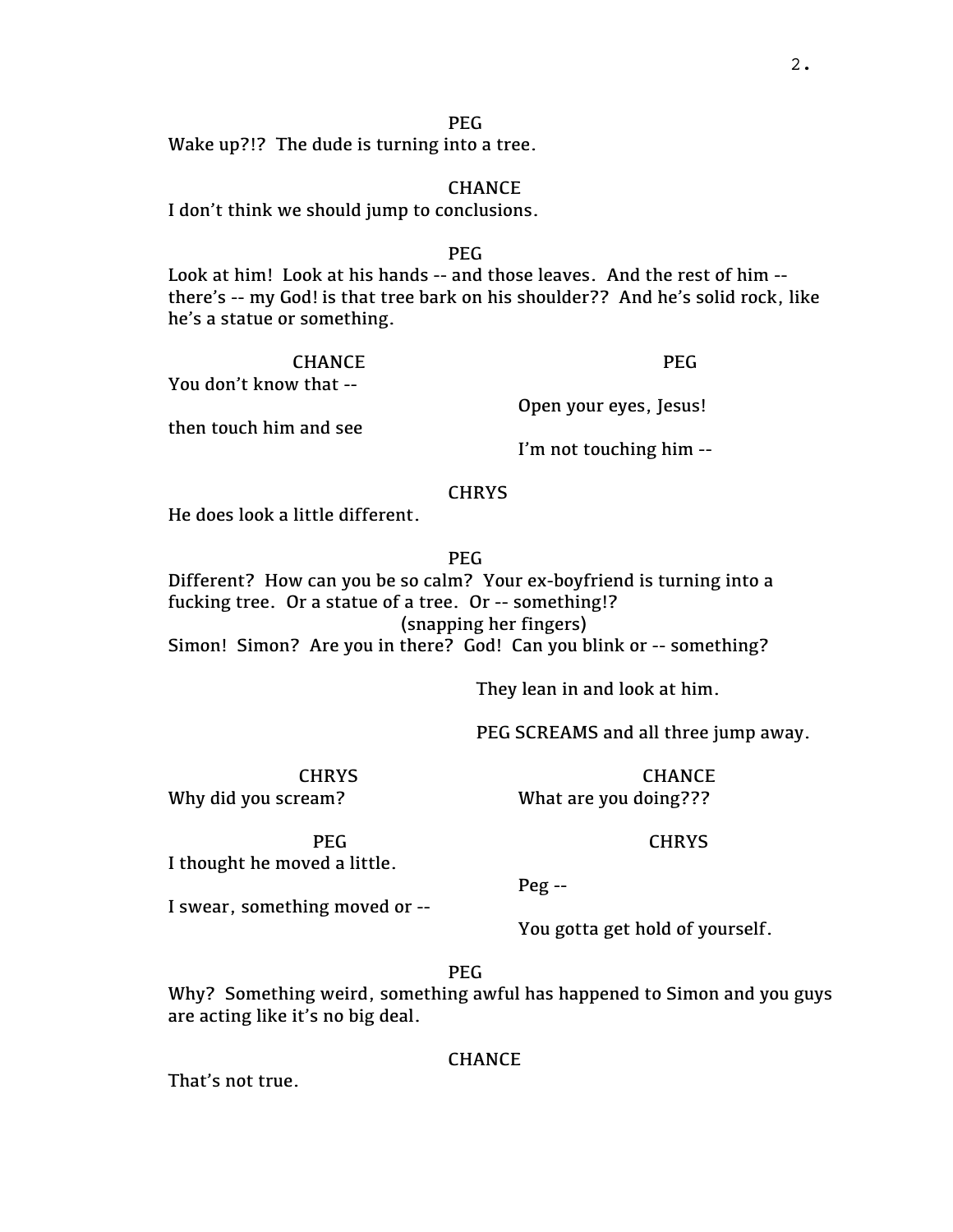PEG

Wake up?!? The dude is turning into a tree.

CHANCE

I don't think we should jump to conclusions.

PEG

Look at him! Look at his hands -- and those leaves. And the rest of him -- there's -- my God! is that tree bark on his shoulder?? And he's solid rock, like he's a statue or something.

| CHANCE | PEG |
| --- | --- |
| You don't know that -- | |
| | Open your eyes, Jesus! |
| then touch him and see | |
| | I'm not touching him -- |

CHRYS

He does look a little different.

PEG

Different? How can you be so calm? Your ex-boyfriend is turning into a fucking tree. Or a statue of a tree. Or -- something!?

(snapping her fingers)

Simon! Simon? Are you in there? God! Can you blink or -- something?

They lean in and look at him.

PEG SCREAMS and all three jump away.

| CHRYS | CHANCE |
| --- | --- |
| Why did you scream? | What are you doing??? |

| PEG | CHRYS |
| --- | --- |
| I thought he moved a little. | |
| | Peg -- |
| I swear, something moved or -- | |
| | You gotta get hold of yourself. |

PEG

Why? Something weird, something awful has happened to Simon and you guys are acting like it's no big deal.

CHANCE

That's not true.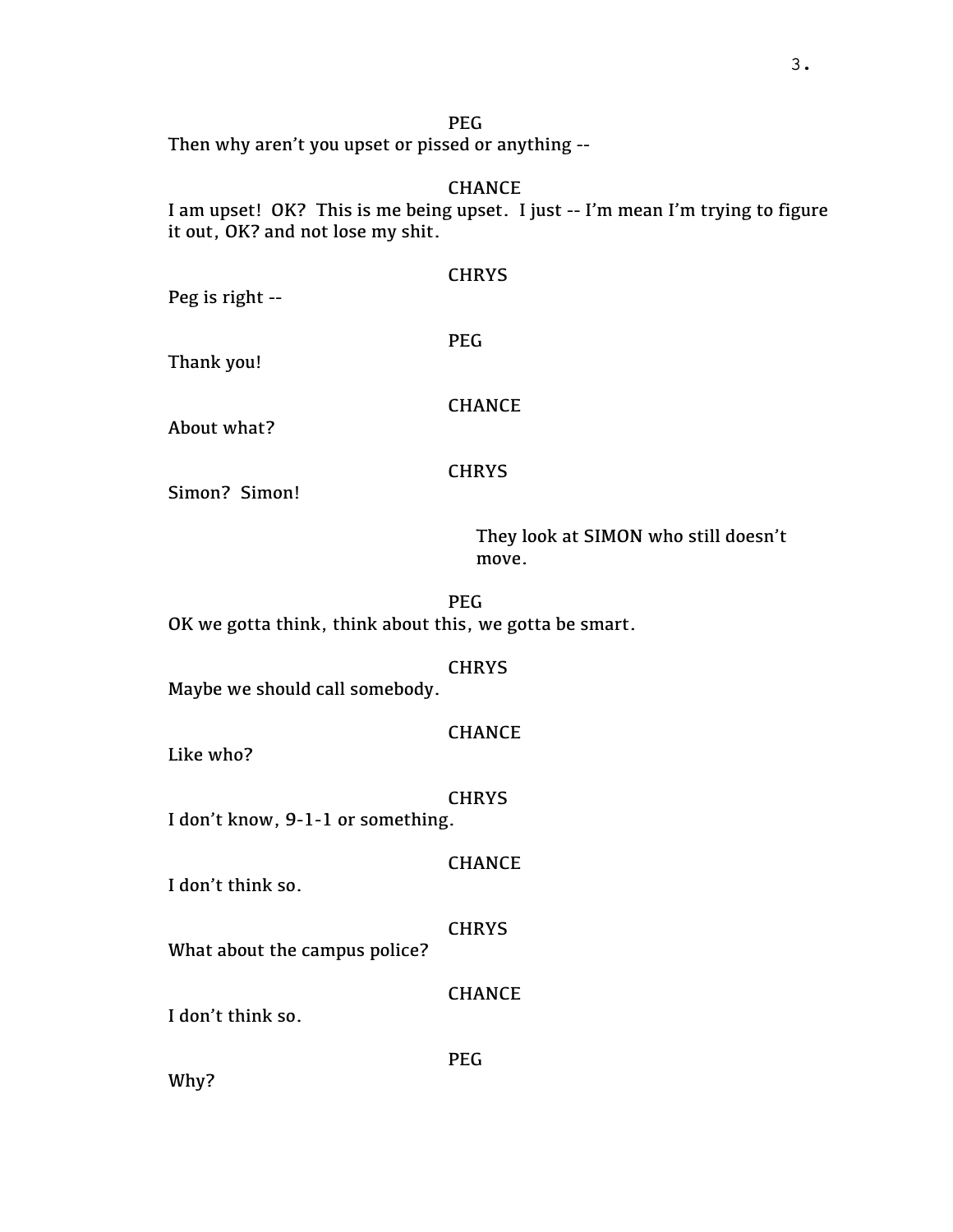PEG

Then why aren't you upset or pissed or anything --

CHANCE

I am upset! OK? This is me being upset. I just -- I'm mean I'm trying to figure it out, OK? and not lose my shit.

CHRYS

Peg is right --

PEG

Thank you!

CHANCE

About what?

CHRYS

Simon? Simon!

They look at SIMON who still doesn't move.

PEG

OK we gotta think, think about this, we gotta be smart.

CHRYS

Maybe we should call somebody.

CHANCE

Like who?

CHRYS

I don't know, 9-1-1 or something.

CHANCE

I don't think so.

CHRYS

What about the campus police?

CHANCE

I don't think so.

PEG

Why?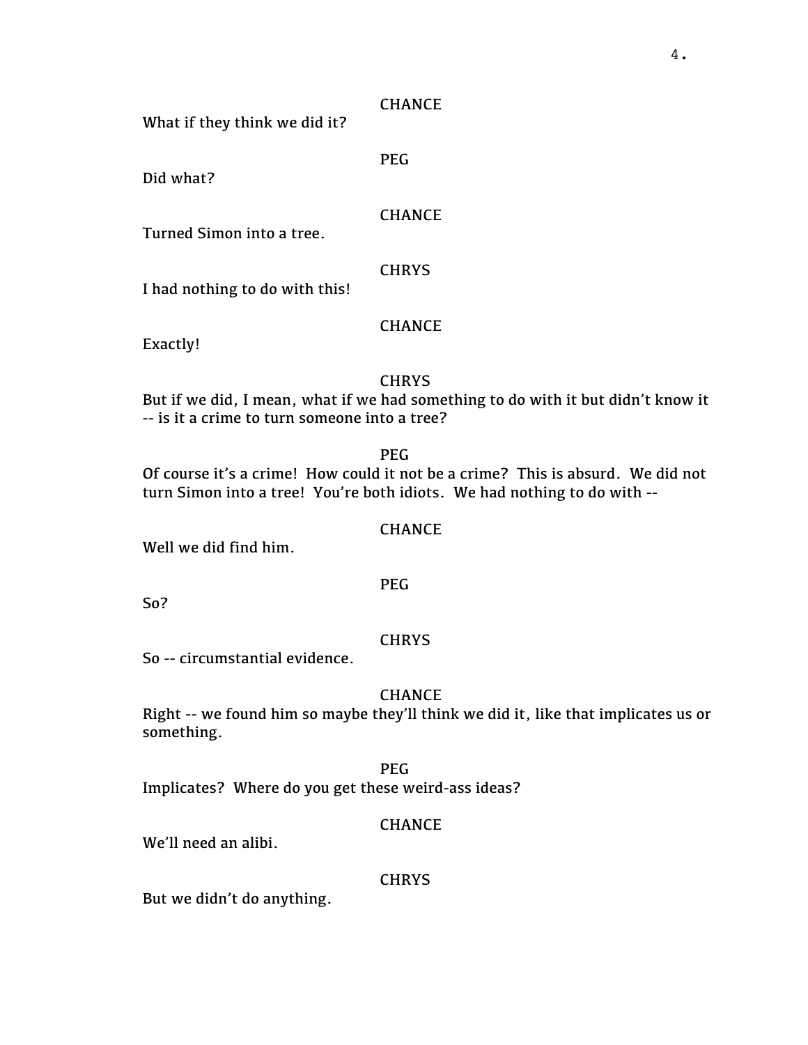CHANCE

What if they think we did it?

PEG

Did what?

CHANCE

Turned Simon into a tree.

CHRYS

I had nothing to do with this!

CHANCE

Exactly!

CHRYS

But if we did, I mean, what if we had something to do with it but didn't know it -- is it a crime to turn someone into a tree?

PEG

Of course it's a crime! How could it not be a crime? This is absurd. We did not turn Simon into a tree! You're both idiots. We had nothing to do with --

CHANCE

Well we did find him.

PEG

So?

CHRYS

So -- circumstantial evidence.

CHANCE

Right -- we found him so maybe they'll think we did it, like that implicates us or something.

PEG

Implicates? Where do you get these weird-ass ideas?

CHANCE

We'll need an alibi.

CHRYS

But we didn't do anything.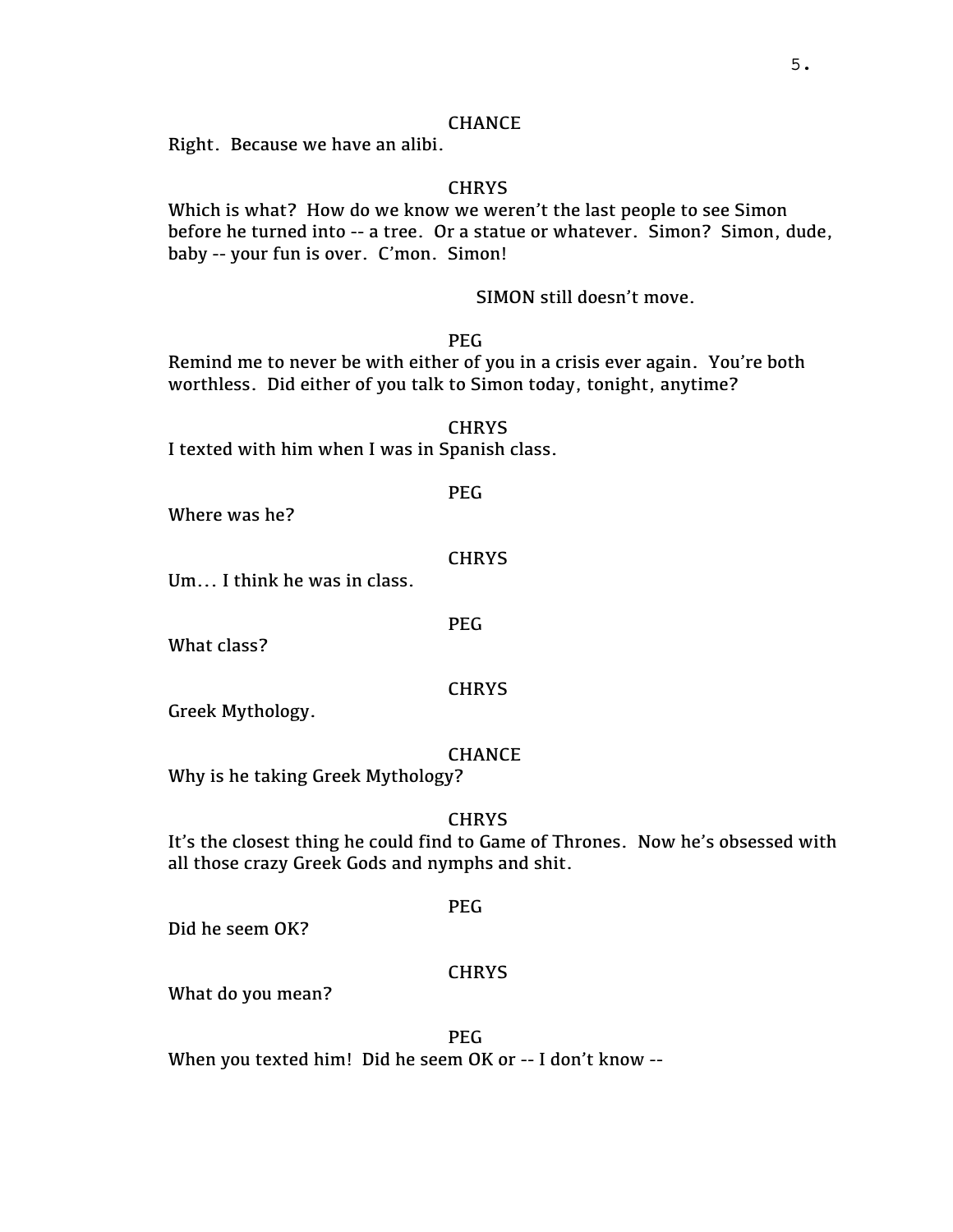CHANCE

Right. Because we have an alibi.

CHRYS

Which is what? How do we know we weren't the last people to see Simon before he turned into -- a tree. Or a statue or whatever. Simon? Simon, dude, baby -- your fun is over. C'mon. Simon!

SIMON still doesn't move.

PEG

Remind me to never be with either of you in a crisis ever again. You're both worthless. Did either of you talk to Simon today, tonight, anytime?

CHRYS

I texted with him when I was in Spanish class.

PEG

Where was he?

CHRYS

Um... I think he was in class.

PEG

What class?

CHRYS

Greek Mythology.

CHANCE

Why is he taking Greek Mythology?

CHRYS

It's the closest thing he could find to Game of Thrones. Now he's obsessed with all those crazy Greek Gods and nymphs and shit.

PEG

Did he seem OK?

CHRYS

What do you mean?

PEG

When you texted him! Did he seem OK or -- I don't know --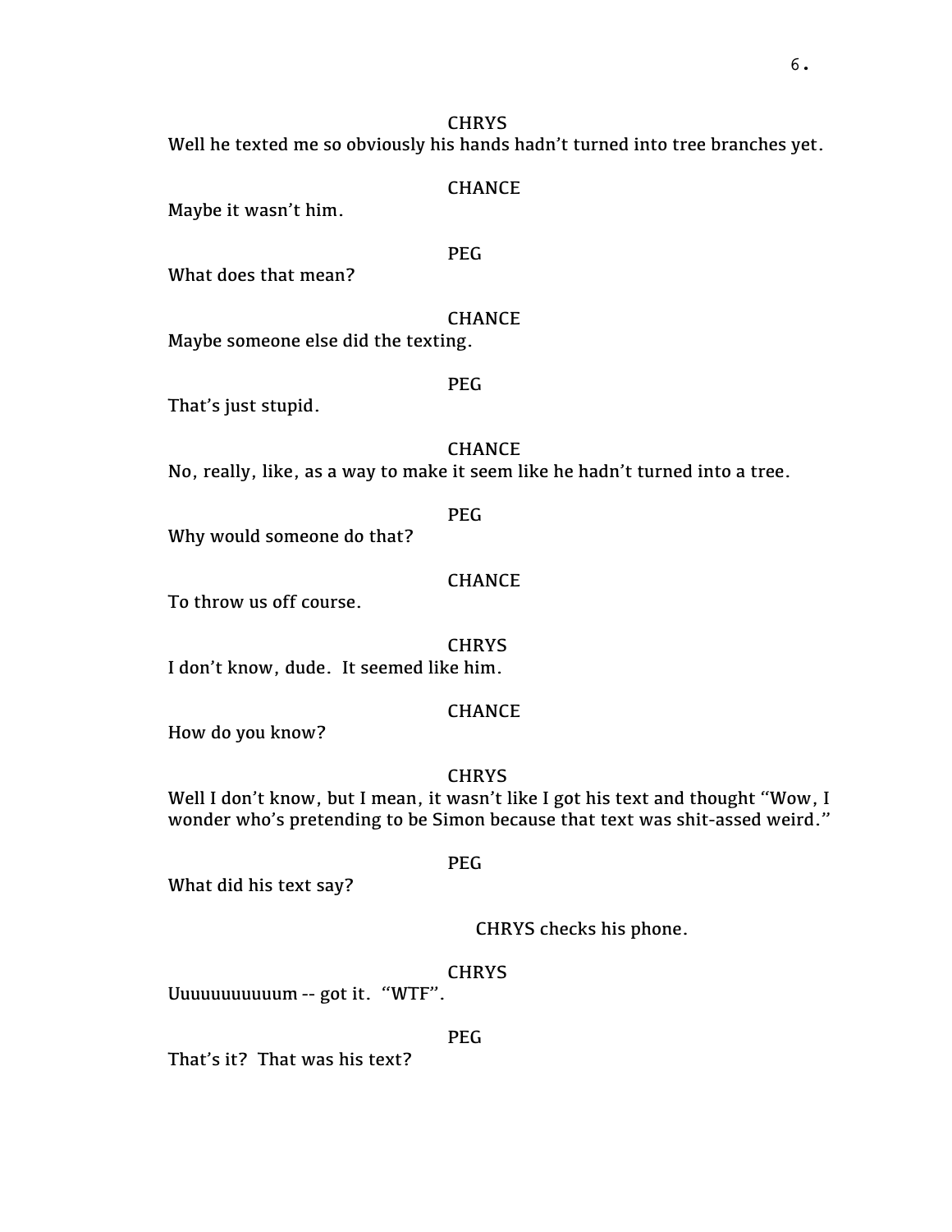CHRYS

Well he texted me so obviously his hands hadn't turned into tree branches yet.

CHANCE

Maybe it wasn't him.

PEG

What does that mean?

CHANCE

Maybe someone else did the texting.

PEG

That's just stupid.

CHANCE

No, really, like, as a way to make it seem like he hadn't turned into a tree.

PEG

Why would someone do that?

CHANCE

To throw us off course.

CHRYS

I don't know, dude. It seemed like him.

CHANCE

How do you know?

CHRYS

Well I don't know, but I mean, it wasn't like I got his text and thought "Wow, I wonder who's pretending to be Simon because that text was shit-assed weird."

PEG

What did his text say?

CHRYS checks his phone.

CHRYS

Uuuuuuuuuuum -- got it. "WTF".

PEG

That's it? That was his text?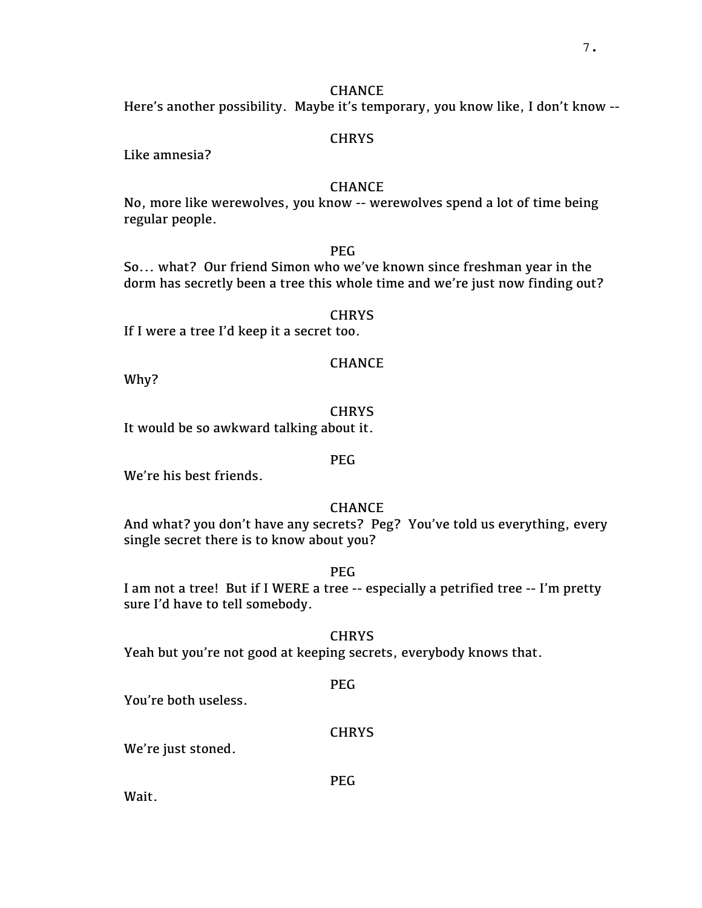CHANCE

Here's another possibility. Maybe it's temporary, you know like, I don't know --

CHRYS

Like amnesia?

CHANCE

No, more like werewolves, you know -- werewolves spend a lot of time being regular people.

PEG

So... what? Our friend Simon who we've known since freshman year in the dorm has secretly been a tree this whole time and we're just now finding out?

CHRYS

If I were a tree I'd keep it a secret too.

CHANCE

Why?

CHRYS

It would be so awkward talking about it.

PEG

We're his best friends.

CHANCE

And what? you don't have any secrets? Peg? You've told us everything, every single secret there is to know about you?

PEG

I am not a tree! But if I WERE a tree -- especially a petrified tree -- I'm pretty sure I'd have to tell somebody.

CHRYS

Yeah but you're not good at keeping secrets, everybody knows that.

PEG

You're both useless.

CHRYS

We're just stoned.

PEG

Wait.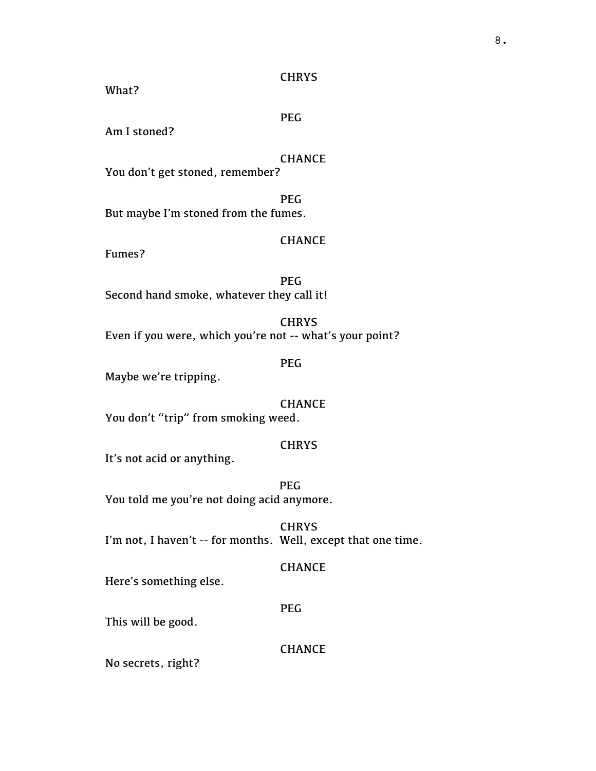CHRYS

What?

PEG

Am I stoned?

CHANCE

You don’t get stoned, remember?

PEG

But maybe I’m stoned from the fumes.

CHANCE

Fumes?

PEG

Second hand smoke, whatever they call it!

CHRYS

Even if you were, which you’re not -- what’s your point?

PEG

Maybe we’re tripping.

CHANCE

You don’t “trip” from smoking weed.

CHRYS

It’s not acid or anything.

PEG

You told me you’re not doing acid anymore.

CHRYS

I’m not, I haven’t -- for months. Well, except that one time.

CHANCE

Here’s something else.

PEG

This will be good.

CHANCE

No secrets, right?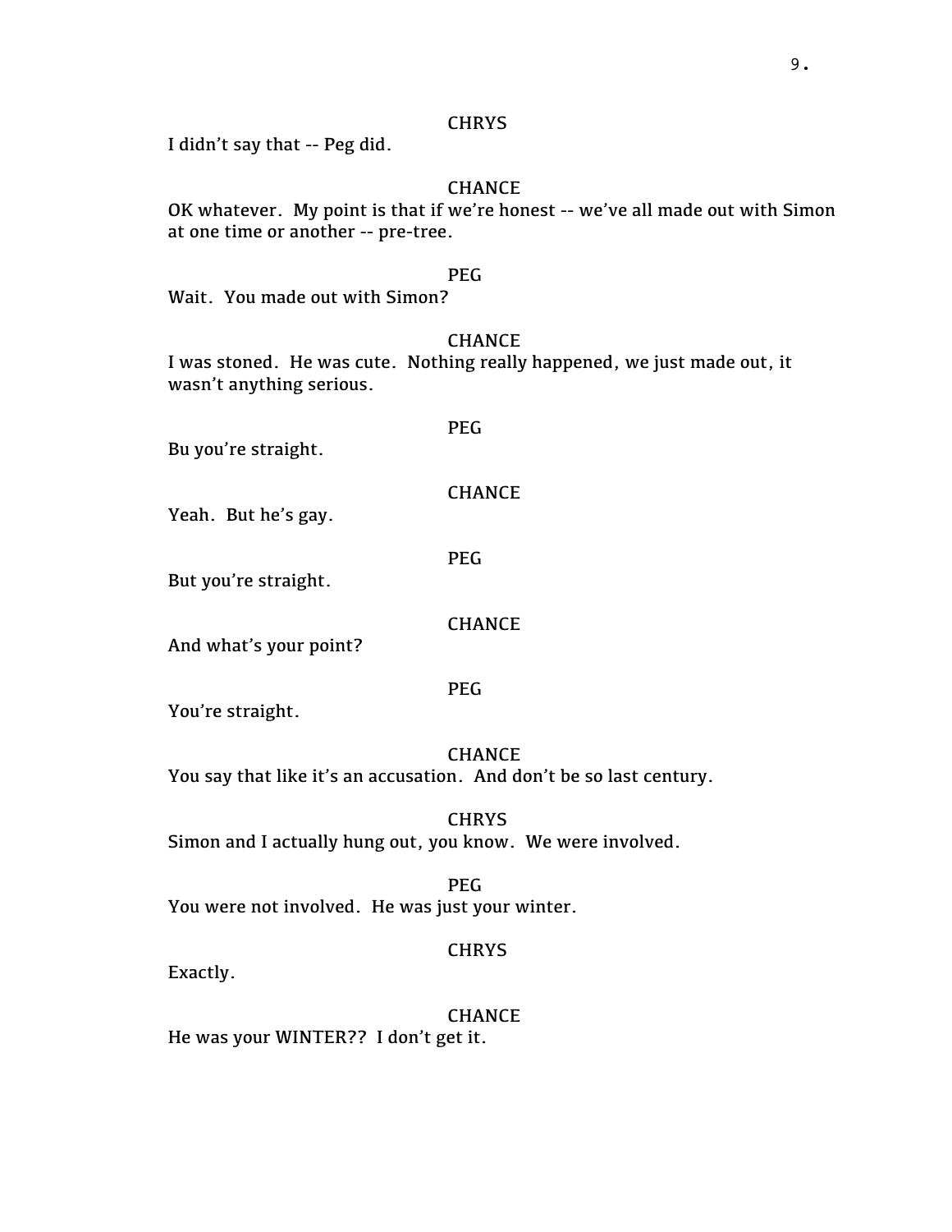CHRYS

I didn't say that -- Peg did.

CHANCE

OK whatever. My point is that if we're honest -- we've all made out with Simon at one time or another -- pre-tree.

PEG

Wait. You made out with Simon?

CHANCE

I was stoned. He was cute. Nothing really happened, we just made out, it wasn't anything serious.

PEG

Bu you're straight.

CHANCE

Yeah. But he's gay.

PEG

But you're straight.

CHANCE

And what's your point?

PEG

You're straight.

CHANCE

You say that like it's an accusation. And don't be so last century.

CHRYS

Simon and I actually hung out, you know. We were involved.

PEG

You were not involved. He was just your winter.

CHRYS

Exactly.

CHANCE

He was your WINTER?? I don't get it.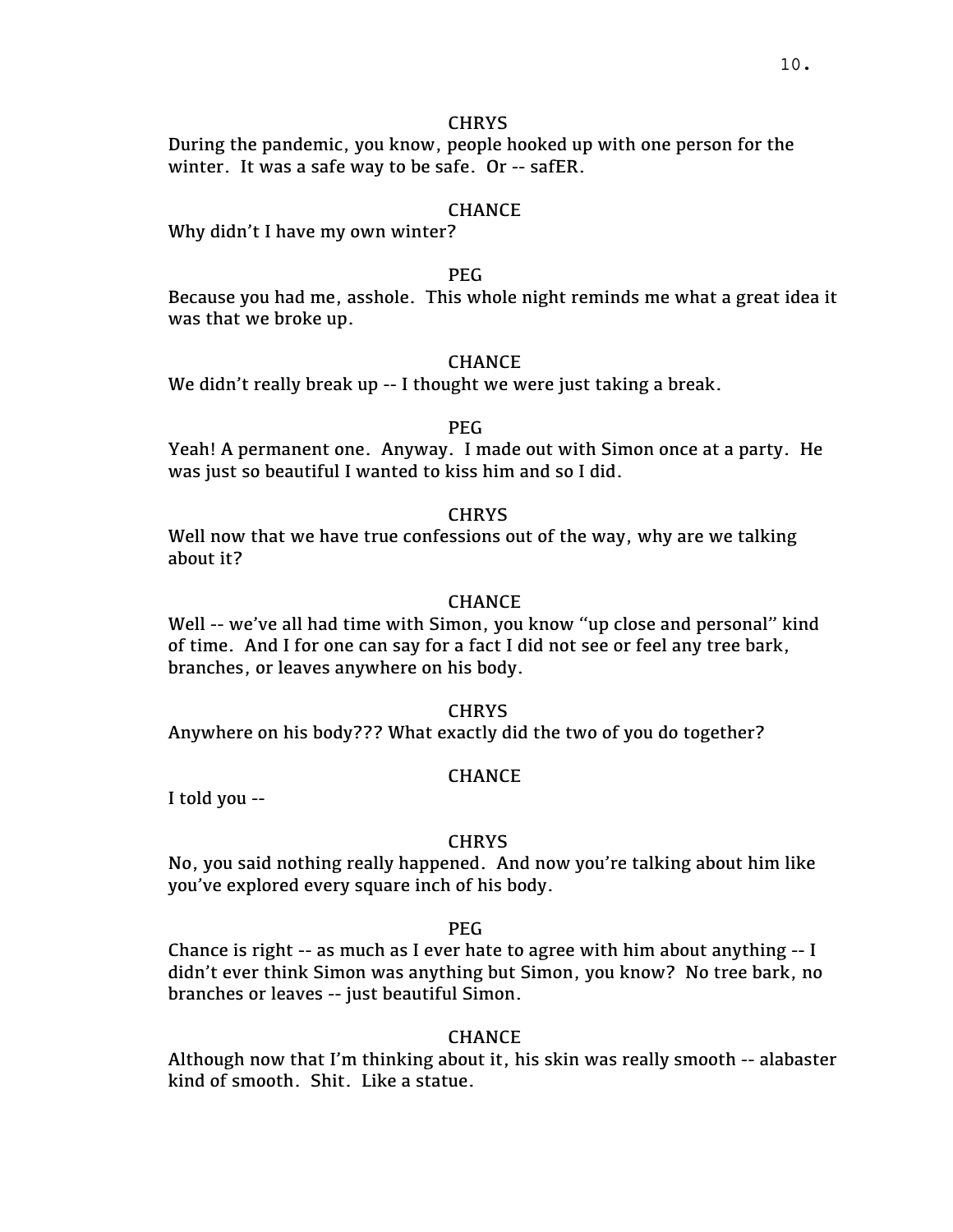CHRYS

During the pandemic, you know, people hooked up with one person for the winter. It was a safe way to be safe. Or -- safER.

CHANCE

Why didn't I have my own winter?

PEG

Because you had me, asshole. This whole night reminds me what a great idea it was that we broke up.

CHANCE

We didn't really break up -- I thought we were just taking a break.

PEG

Yeah! A permanent one. Anyway. I made out with Simon once at a party. He was just so beautiful I wanted to kiss him and so I did.

CHRYS

Well now that we have true confessions out of the way, why are we talking about it?

CHANCE

Well -- we've all had time with Simon, you know "up close and personal" kind of time. And I for one can say for a fact I did not see or feel any tree bark, branches, or leaves anywhere on his body.

CHRYS

Anywhere on his body??? What exactly did the two of you do together?

CHANCE

I told you --

CHRYS

No, you said nothing really happened. And now you're talking about him like you've explored every square inch of his body.

PEG

Chance is right -- as much as I ever hate to agree with him about anything -- I didn't ever think Simon was anything but Simon, you know? No tree bark, no branches or leaves -- just beautiful Simon.

CHANCE

Although now that I'm thinking about it, his skin was really smooth -- alabaster kind of smooth. Shit. Like a statue.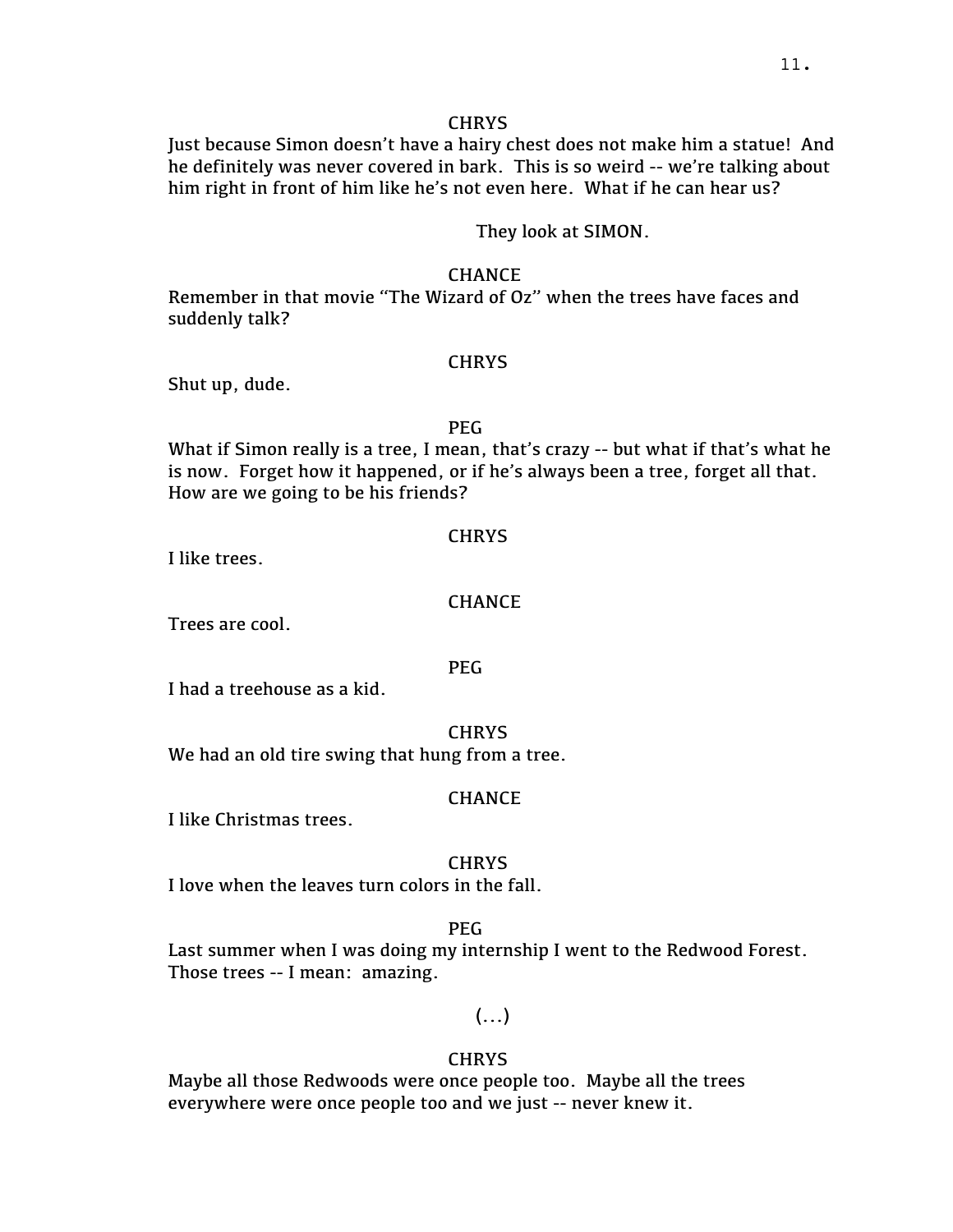CHRYS

Just because Simon doesn't have a hairy chest does not make him a statue! And he definitely was never covered in bark. This is so weird -- we're talking about him right in front of him like he's not even here. What if he can hear us?

They look at SIMON.

CHANCE

Remember in that movie "The Wizard of Oz" when the trees have faces and suddenly talk?

CHRYS

Shut up, dude.

PEG

What if Simon really is a tree, I mean, that's crazy -- but what if that's what he is now. Forget how it happened, or if he's always been a tree, forget all that. How are we going to be his friends?

CHRYS

I like trees.

CHANCE

Trees are cool.

PEG

I had a treehouse as a kid.

CHRYS

We had an old tire swing that hung from a tree.

CHANCE

I like Christmas trees.

CHRYS

I love when the leaves turn colors in the fall.

PEG

Last summer when I was doing my internship I went to the Redwood Forest. Those trees -- I mean: amazing.

(...)

CHRYS

Maybe all those Redwoods were once people too. Maybe all the trees everywhere were once people too and we just -- never knew it.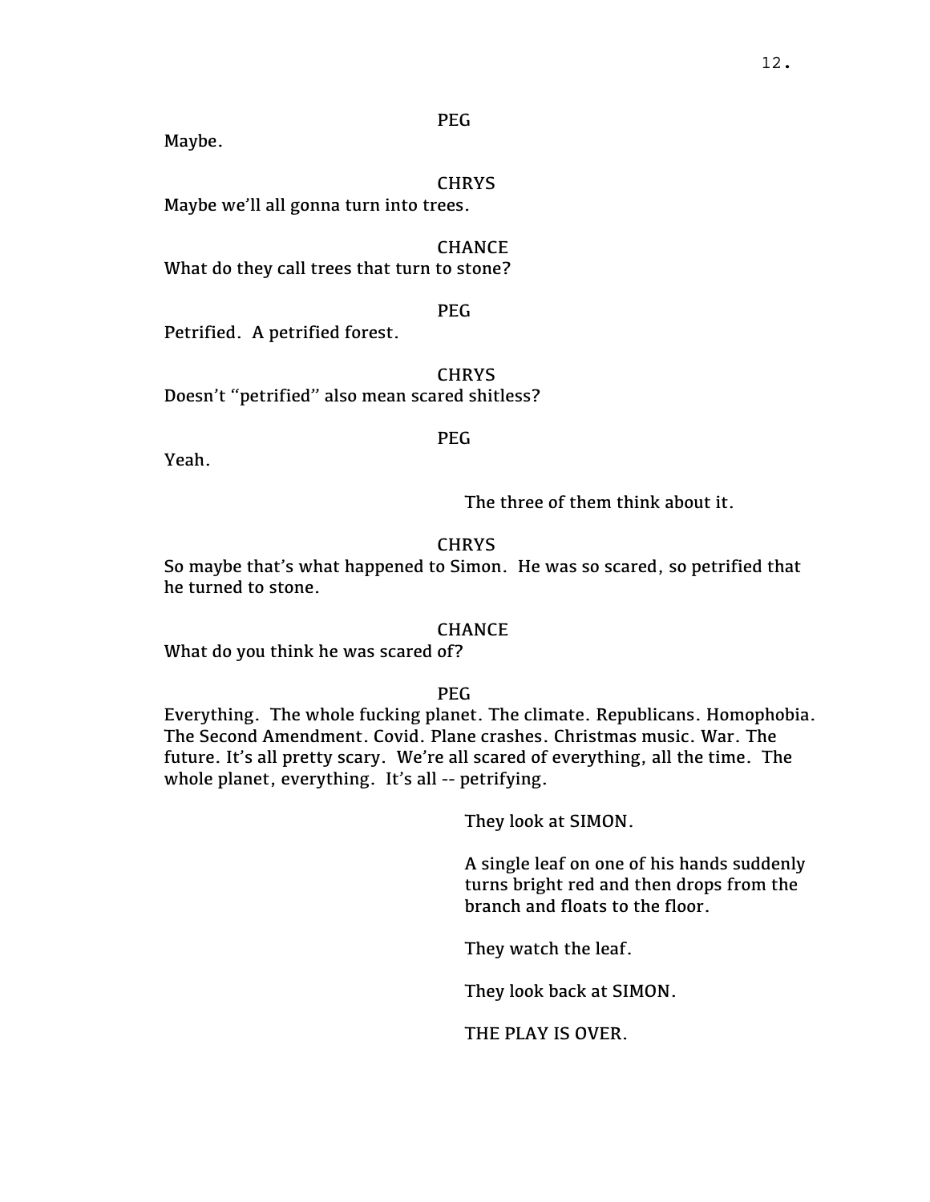PEG

Maybe.

CHRYS

Maybe we'll all gonna turn into trees.

CHANCE

What do they call trees that turn to stone?

PEG

Petrified. A petrified forest.

CHRYS

Doesn't "petrified" also mean scared shitless?

PEG

Yeah.

The three of them think about it.

CHRYS

So maybe that's what happened to Simon. He was so scared, so petrified that he turned to stone.

CHANCE

What do you think he was scared of?

PEG

Everything. The whole fucking planet. The climate. Republicans. Homophobia. The Second Amendment. Covid. Plane crashes. Christmas music. War. The future. It's all pretty scary. We're all scared of everything, all the time. The whole planet, everything. It's all -- petrifying.

They look at SIMON.

A single leaf on one of his hands suddenly turns bright red and then drops from the branch and floats to the floor.

They watch the leaf.

They look back at SIMON.

THE PLAY IS OVER.